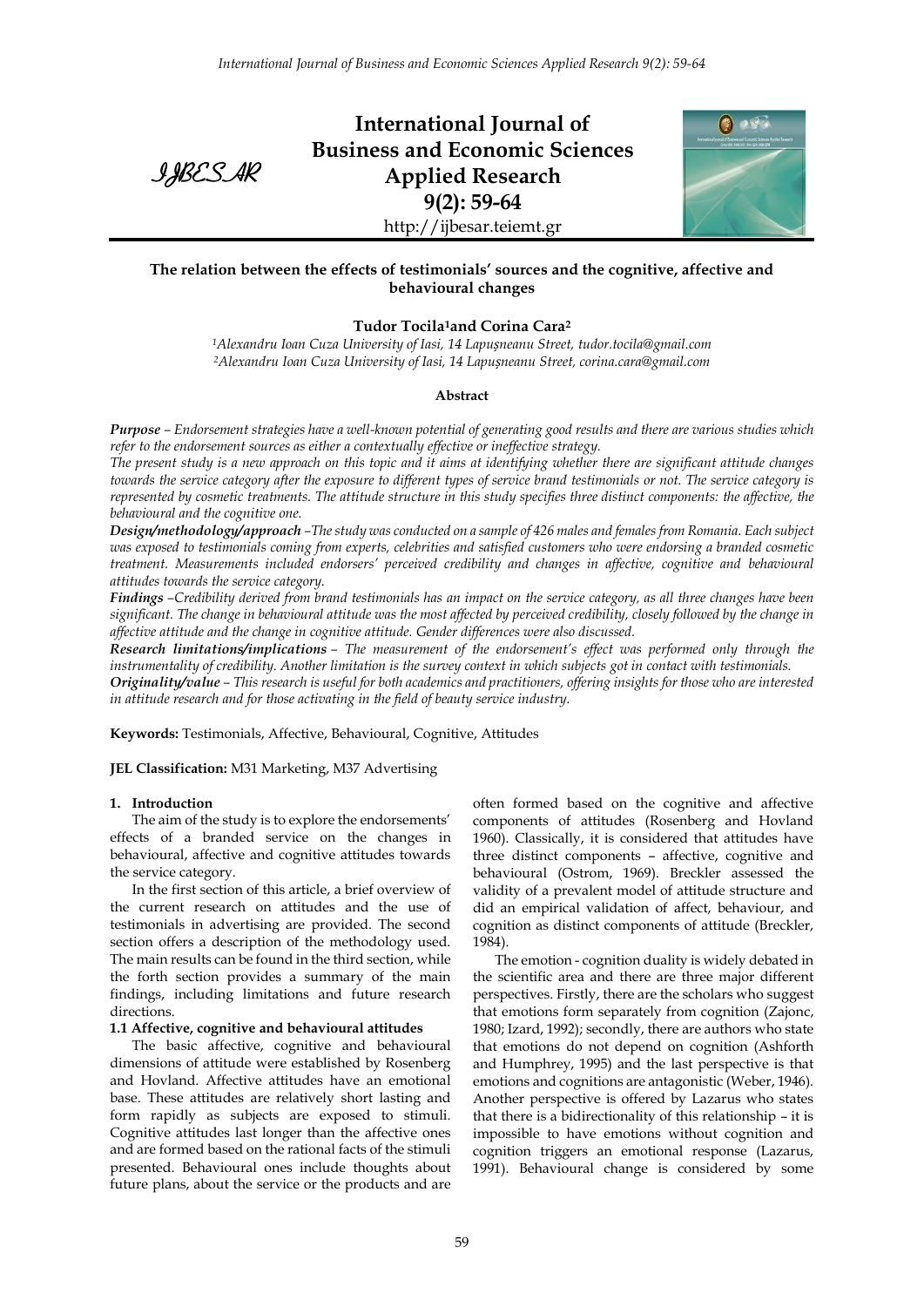# International Journal of Business and Economic Sciences Applied Research

**9(2): 59-64**

http://ijbesar.teiemt.gr

## The relation between the effects of testimonials' sources and the cognitive, affective and behavioural changes

**Tudor Tocila[1] and Corina Cara[2]**

[1]Alexandru Ioan Cuza University of Iasi, 14 Lapuşneanu Street, tudor.tocila@gmail.com
[2]Alexandru Ioan Cuza University of Iasi, 14 Lapuşneanu Street, corina.cara@gmail.com

### Abstract

***Purpose*** *– Endorsement strategies have a well-known potential of generating good results and there are various studies which refer to the endorsement sources as either a contextually effective or ineffective strategy.*

*The present study is a new approach on this topic and it aims at identifying whether there are significant attitude changes towards the service category after the exposure to different types of service brand testimonials or not. The service category is represented by cosmetic treatments. The attitude structure in this study specifies three distinct components: the affective, the behavioural and the cognitive one.*

***Design/methodology/approach*** *–The study was conducted on a sample of 426 males and females from Romania. Each subject was exposed to testimonials coming from experts, celebrities and satisfied customers who were endorsing a branded cosmetic treatment. Measurements included endorsers' perceived credibility and changes in affective, cognitive and behavioural attitudes towards the service category.*

***Findings*** *–Credibility derived from brand testimonials has an impact on the service category, as all three changes have been significant. The change in behavioural attitude was the most affected by perceived credibility, closely followed by the change in affective attitude and the change in cognitive attitude. Gender differences were also discussed.*

***Research limitations/implications*** *– The measurement of the endorsement's effect was performed only through the instrumentality of credibility. Another limitation is the survey context in which subjects got in contact with testimonials.*

***Originality/value*** *– This research is useful for both academics and practitioners, offering insights for those who are interested in attitude research and for those activating in the field of beauty service industry.*

**Keywords:** Testimonials, Affective, Behavioural, Cognitive, Attitudes

**JEL Classification:** M31 Marketing, M37 Advertising

## 1. Introduction

The aim of the study is to explore the endorsements' effects of a branded service on the changes in behavioural, affective and cognitive attitudes towards the service category.

In the first section of this article, a brief overview of the current research on attitudes and the use of testimonials in advertising are provided. The second section offers a description of the methodology used. The main results can be found in the third section, while the forth section provides a summary of the main findings, including limitations and future research directions.

### 1.1 Affective, cognitive and behavioural attitudes

The basic affective, cognitive and behavioural dimensions of attitude were established by Rosenberg and Hovland. Affective attitudes have an emotional base. These attitudes are relatively short lasting and form rapidly as subjects are exposed to stimuli. Cognitive attitudes last longer than the affective ones and are formed based on the rational facts of the stimuli presented. Behavioural ones include thoughts about future plans, about the service or the products and are often formed based on the cognitive and affective components of attitudes (Rosenberg and Hovland 1960). Classically, it is considered that attitudes have three distinct components – affective, cognitive and behavioural (Ostrom, 1969). Breckler assessed the validity of a prevalent model of attitude structure and did an empirical validation of affect, behaviour, and cognition as distinct components of attitude (Breckler, 1984).

The emotion - cognition duality is widely debated in the scientific area and there are three major different perspectives. Firstly, there are the scholars who suggest that emotions form separately from cognition (Zajonc, 1980; Izard, 1992); secondly, there are authors who state that emotions do not depend on cognition (Ashforth and Humphrey, 1995) and the last perspective is that emotions and cognitions are antagonistic (Weber, 1946). Another perspective is offered by Lazarus who states that there is a bidirectionality of this relationship – it is impossible to have emotions without cognition and cognition triggers an emotional response (Lazarus, 1991). Behavioural change is considered by some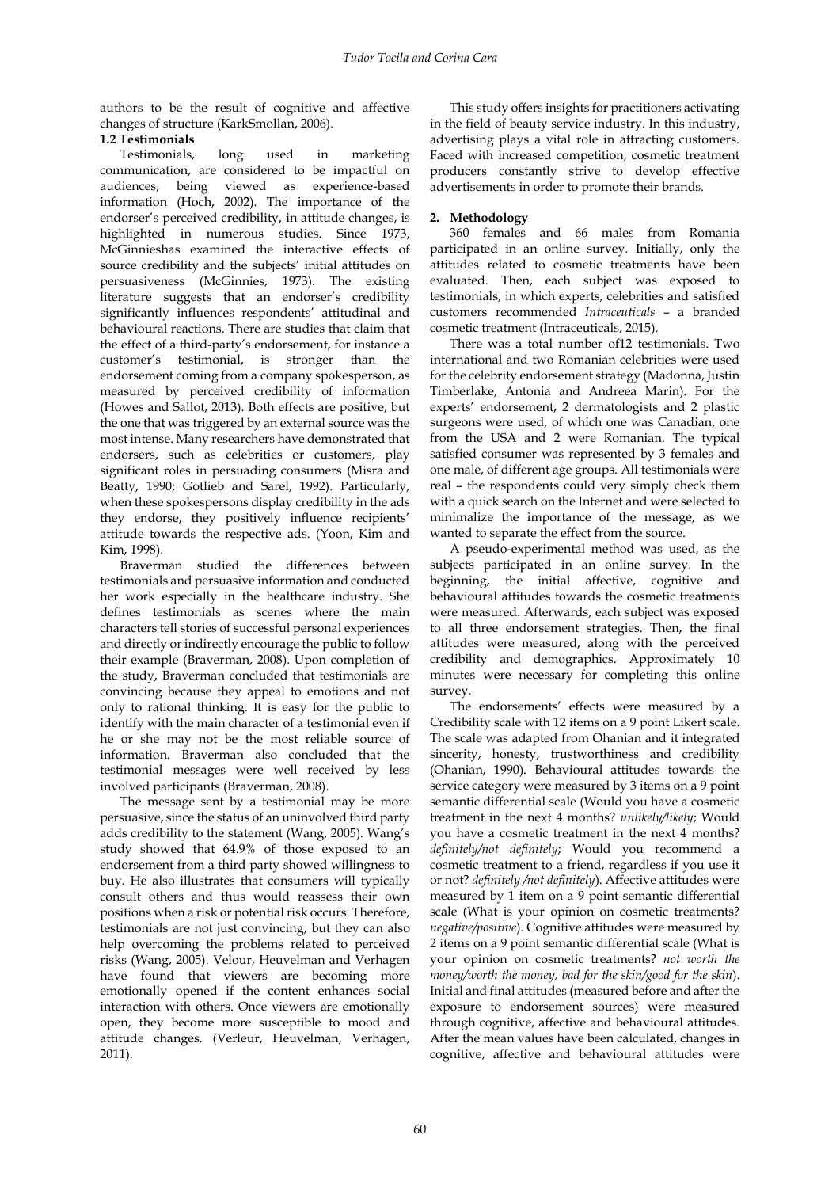authors to be the result of cognitive and affective changes of structure (KarkSmollan, 2006).

### 1.2 Testimonials

Testimonials, long used in marketing communication, are considered to be impactful on audiences, being viewed as experience-based information (Hoch, 2002). The importance of the endorser's perceived credibility, in attitude changes, is highlighted in numerous studies. Since 1973, McGinnieshas examined the interactive effects of source credibility and the subjects' initial attitudes on persuasiveness (McGinnies, 1973). The existing literature suggests that an endorser's credibility significantly influences respondents' attitudinal and behavioural reactions. There are studies that claim that the effect of a third-party's endorsement, for instance a customer's testimonial, is stronger than the endorsement coming from a company spokesperson, as measured by perceived credibility of information (Howes and Sallot, 2013). Both effects are positive, but the one that was triggered by an external source was the most intense. Many researchers have demonstrated that endorsers, such as celebrities or customers, play significant roles in persuading consumers (Misra and Beatty, 1990; Gotlieb and Sarel, 1992). Particularly, when these spokespersons display credibility in the ads they endorse, they positively influence recipients' attitude towards the respective ads. (Yoon, Kim and Kim, 1998).

Braverman studied the differences between testimonials and persuasive information and conducted her work especially in the healthcare industry. She defines testimonials as scenes where the main characters tell stories of successful personal experiences and directly or indirectly encourage the public to follow their example (Braverman, 2008). Upon completion of the study, Braverman concluded that testimonials are convincing because they appeal to emotions and not only to rational thinking. It is easy for the public to identify with the main character of a testimonial even if he or she may not be the most reliable source of information. Braverman also concluded that the testimonial messages were well received by less involved participants (Braverman, 2008).

The message sent by a testimonial may be more persuasive, since the status of an uninvolved third party adds credibility to the statement (Wang, 2005). Wang's study showed that 64.9% of those exposed to an endorsement from a third party showed willingness to buy. He also illustrates that consumers will typically consult others and thus would reassess their own positions when a risk or potential risk occurs. Therefore, testimonials are not just convincing, but they can also help overcoming the problems related to perceived risks (Wang, 2005). Velour, Heuvelman and Verhagen have found that viewers are becoming more emotionally opened if the content enhances social interaction with others. Once viewers are emotionally open, they become more susceptible to mood and attitude changes. (Verleur, Heuvelman, Verhagen, 2011).

This study offers insights for practitioners activating in the field of beauty service industry. In this industry, advertising plays a vital role in attracting customers. Faced with increased competition, cosmetic treatment producers constantly strive to develop effective advertisements in order to promote their brands.

## 2. Methodology

360 females and 66 males from Romania participated in an online survey. Initially, only the attitudes related to cosmetic treatments have been evaluated. Then, each subject was exposed to testimonials, in which experts, celebrities and satisfied customers recommended *Intraceuticals* – a branded cosmetic treatment (Intraceuticals, 2015).

There was a total number of12 testimonials. Two international and two Romanian celebrities were used for the celebrity endorsement strategy (Madonna, Justin Timberlake, Antonia and Andreea Marin). For the experts' endorsement, 2 dermatologists and 2 plastic surgeons were used, of which one was Canadian, one from the USA and 2 were Romanian. The typical satisfied consumer was represented by 3 females and one male, of different age groups. All testimonials were real – the respondents could very simply check them with a quick search on the Internet and were selected to minimalize the importance of the message, as we wanted to separate the effect from the source.

A pseudo-experimental method was used, as the subjects participated in an online survey. In the beginning, the initial affective, cognitive and behavioural attitudes towards the cosmetic treatments were measured. Afterwards, each subject was exposed to all three endorsement strategies. Then, the final attitudes were measured, along with the perceived credibility and demographics. Approximately 10 minutes were necessary for completing this online survey.

The endorsements' effects were measured by a Credibility scale with 12 items on a 9 point Likert scale. The scale was adapted from Ohanian and it integrated sincerity, honesty, trustworthiness and credibility (Ohanian, 1990). Behavioural attitudes towards the service category were measured by 3 items on a 9 point semantic differential scale (Would you have a cosmetic treatment in the next 4 months? *unlikely/likely*; Would you have a cosmetic treatment in the next 4 months? *definitely/not definitely*; Would you recommend a cosmetic treatment to a friend, regardless if you use it or not? *definitely /not definitely*). Affective attitudes were measured by 1 item on a 9 point semantic differential scale (What is your opinion on cosmetic treatments? *negative/positive*). Cognitive attitudes were measured by 2 items on a 9 point semantic differential scale (What is your opinion on cosmetic treatments? *not worth the money/worth the money, bad for the skin/good for the skin*). Initial and final attitudes (measured before and after the exposure to endorsement sources) were measured through cognitive, affective and behavioural attitudes. After the mean values have been calculated, changes in cognitive, affective and behavioural attitudes were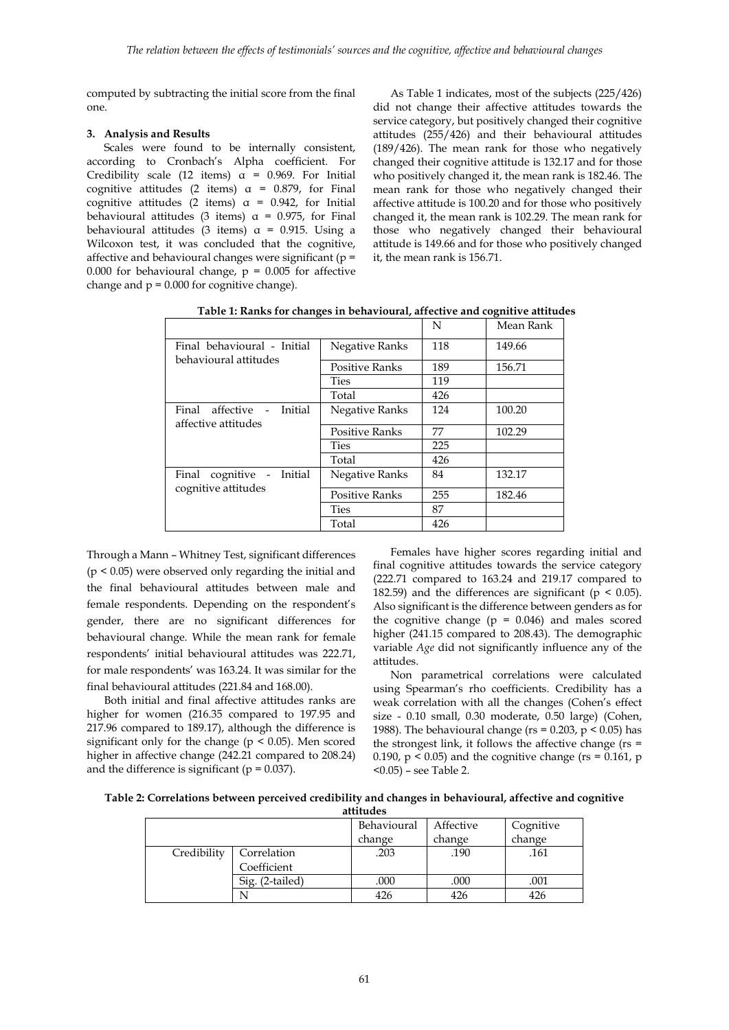computed by subtracting the initial score from the final one.

### 3. Analysis and Results

Scales were found to be internally consistent, according to Cronbach's Alpha coefficient. For Credibility scale (12 items) α = 0.969. For Initial cognitive attitudes (2 items) α = 0.879, for Final cognitive attitudes (2 items) α = 0.942, for Initial behavioural attitudes (3 items) α = 0.975, for Final behavioural attitudes (3 items) α = 0.915. Using a Wilcoxon test, it was concluded that the cognitive, affective and behavioural changes were significant ($p$ = 0.000 for behavioural change, $p$ = 0.005 for affective change and $p$ = 0.000 for cognitive change).

As Table 1 indicates, most of the subjects (225/426) did not change their affective attitudes towards the service category, but positively changed their cognitive attitudes (255/426) and their behavioural attitudes (189/426). The mean rank for those who negatively changed their cognitive attitude is 132.17 and for those who positively changed it, the mean rank is 182.46. The mean rank for those who negatively changed their affective attitude is 100.20 and for those who positively changed it, the mean rank is 102.29. The mean rank for those who negatively changed their behavioural attitude is 149.66 and for those who positively changed it, the mean rank is 156.71.

**Table 1: Ranks for changes in behavioural, affective and cognitive attitudes**

| | | N | Mean Rank |
|---|---|---|---|
| Final behavioural - Initial behavioural attitudes | Negative Ranks | 118 | 149.66 |
| | Positive Ranks | 189 | 156.71 |
| | Ties | 119 | |
| | Total | 426 | |
| Final affective - Initial affective attitudes | Negative Ranks | 124 | 100.20 |
| | Positive Ranks | 77 | 102.29 |
| | Ties | 225 | |
| | Total | 426 | |
| Final cognitive - Initial cognitive attitudes | Negative Ranks | 84 | 132.17 |
| | Positive Ranks | 255 | 182.46 |
| | Ties | 87 | |
| | Total | 426 | |

Through a Mann – Whitney Test, significant differences ($p < 0.05$) were observed only regarding the initial and the final behavioural attitudes between male and female respondents. Depending on the respondent's gender, there are no significant differences for behavioural change. While the mean rank for female respondents' initial behavioural attitudes was 222.71, for male respondents' was 163.24. It was similar for the final behavioural attitudes (221.84 and 168.00).

Both initial and final affective attitudes ranks are higher for women (216.35 compared to 197.95 and 217.96 compared to 189.17), although the difference is significant only for the change ($p < 0.05$). Men scored higher in affective change (242.21 compared to 208.24) and the difference is significant ($p$ = 0.037).

Females have higher scores regarding initial and final cognitive attitudes towards the service category (222.71 compared to 163.24 and 219.17 compared to 182.59) and the differences are significant ($p < 0.05$). Also significant is the difference between genders as for the cognitive change ($p$ = 0.046) and males scored higher (241.15 compared to 208.43). The demographic variable *Age* did not significantly influence any of the attitudes.

Non parametrical correlations were calculated using Spearman's rho coefficients. Credibility has a weak correlation with all the changes (Cohen's effect size - 0.10 small, 0.30 moderate, 0.50 large) (Cohen, 1988). The behavioural change ($r_s$ = 0.203, $p < 0.05$) has the strongest link, it follows the affective change ($r_s$ = 0.190, $p < 0.05$) and the cognitive change ($r_s$ = 0.161, $p < 0.05$) – see Table 2.

**Table 2: Correlations between perceived credibility and changes in behavioural, affective and cognitive attitudes**

| | | Behavioural change | Affective change | Cognitive change |
|---|---|---|---|---|
| Credibility | Correlation Coefficient | .203 | .190 | .161 |
| | Sig. (2-tailed) | .000 | .000 | .001 |
| | N | 426 | 426 | 426 |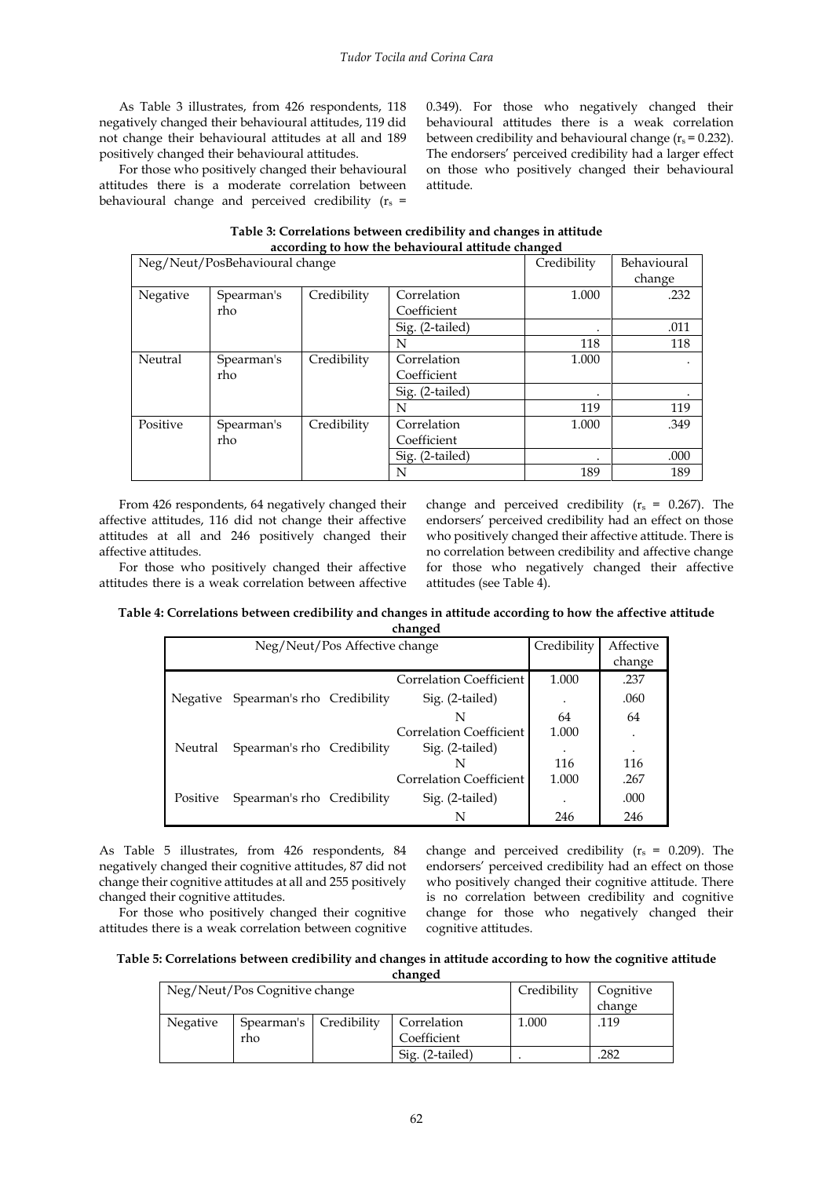As Table 3 illustrates, from 426 respondents, 118 negatively changed their behavioural attitudes, 119 did not change their behavioural attitudes at all and 189 positively changed their behavioural attitudes.

For those who positively changed their behavioural attitudes there is a moderate correlation between behavioural change and perceived credibility ($r_s$ = 0.349). For those who negatively changed their behavioural attitudes there is a weak correlation between credibility and behavioural change ($r_s$ = 0.232). The endorsers' perceived credibility had a larger effect on those who positively changed their behavioural attitude.

**Table 3: Correlations between credibility and changes in attitude according to how the behavioural attitude changed**

| Neg/Neut/PosBehavioural change | | | | Credibility | Behavioural change |
|---|---|---|---|---|---|
| Negative | Spearman's rho | Credibility | Correlation Coefficient | 1.000 | .232 |
| | | | Sig. (2-tailed) | . | .011 |
| | | | N | 118 | 118 |
| Neutral | Spearman's rho | Credibility | Correlation Coefficient | 1.000 | . |
| | | | Sig. (2-tailed) | . | . |
| | | | N | 119 | 119 |
| Positive | Spearman's rho | Credibility | Correlation Coefficient | 1.000 | .349 |
| | | | Sig. (2-tailed) | . | .000 |
| | | | N | 189 | 189 |

From 426 respondents, 64 negatively changed their affective attitudes, 116 did not change their affective attitudes at all and 246 positively changed their affective attitudes.

For those who positively changed their affective attitudes there is a weak correlation between affective change and perceived credibility ($r_s$ = 0.267). The endorsers' perceived credibility had an effect on those who positively changed their affective attitude. There is no correlation between credibility and affective change for those who negatively changed their affective attitudes (see Table 4).

**Table 4: Correlations between credibility and changes in attitude according to how the affective attitude changed**

| Neg/Neut/Pos Affective change | | | | Credibility | Affective change |
|---|---|---|---|---|---|
| Negative | Spearman's rho | Credibility | Correlation Coefficient | 1.000 | .237 |
| | | | Sig. (2-tailed) | . | .060 |
| | | | N | 64 | 64 |
| Neutral | Spearman's rho | Credibility | Correlation Coefficient | 1.000 | . |
| | | | Sig. (2-tailed) | . | . |
| | | | N | 116 | 116 |
| Positive | Spearman's rho | Credibility | Correlation Coefficient | 1.000 | .267 |
| | | | Sig. (2-tailed) | . | .000 |
| | | | N | 246 | 246 |

As Table 5 illustrates, from 426 respondents, 84 negatively changed their cognitive attitudes, 87 did not change their cognitive attitudes at all and 255 positively changed their cognitive attitudes.

For those who positively changed their cognitive attitudes there is a weak correlation between cognitive change and perceived credibility ($r_s$ = 0.209). The endorsers' perceived credibility had an effect on those who positively changed their cognitive attitude. There is no correlation between credibility and cognitive change for those who negatively changed their cognitive attitudes.

**Table 5: Correlations between credibility and changes in attitude according to how the cognitive attitude changed**

| Neg/Neut/Pos Cognitive change | | | | Credibility | Cognitive change |
|---|---|---|---|---|---|
| Negative | Spearman's rho | Credibility | Correlation Coefficient | 1.000 | .119 |
| | | | Sig. (2-tailed) | . | .282 |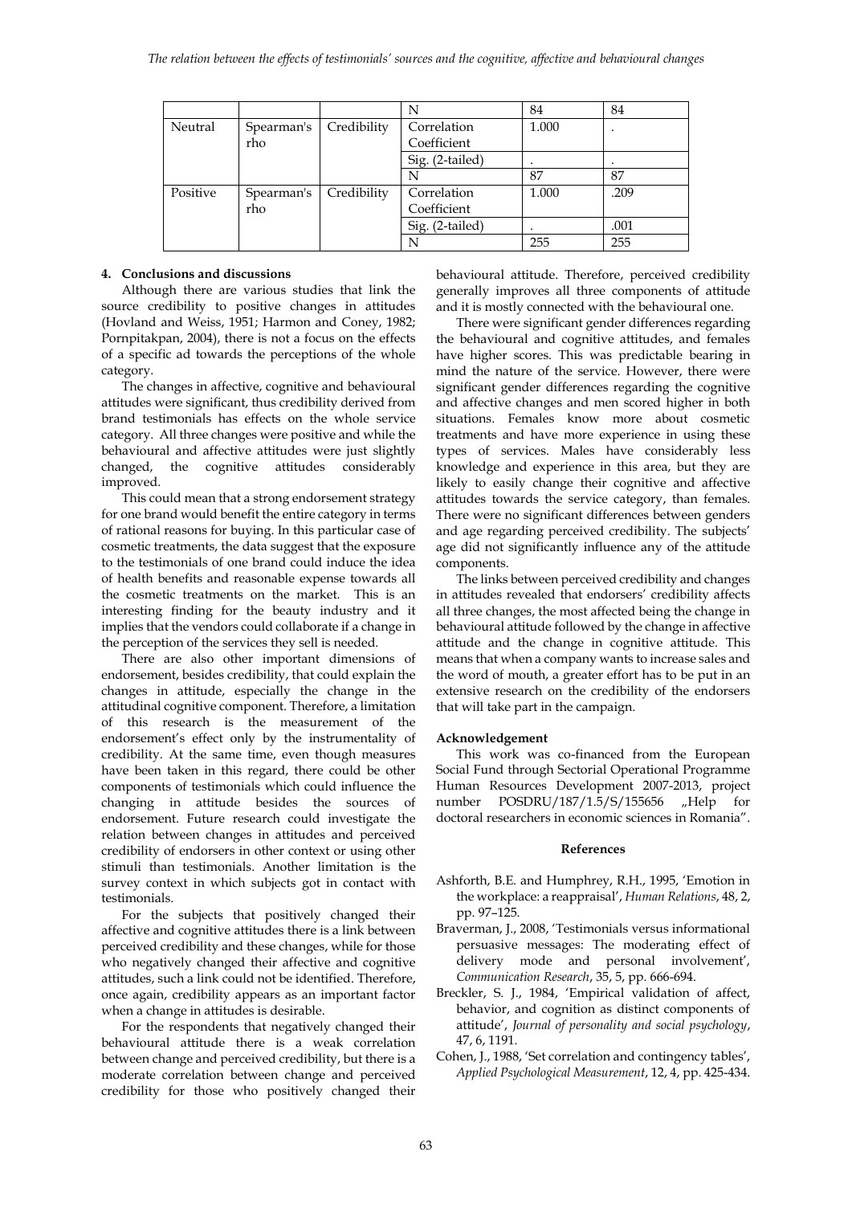| | | | N | 84 | 84 |
|---|---|---|---|---|---|
| Neutral | Spearman's rho | Credibility | Correlation Coefficient | 1.000 | . |
| | | | Sig. (2-tailed) | . | . |
| | | | N | 87 | 87 |
| Positive | Spearman's rho | Credibility | Correlation Coefficient | 1.000 | .209 |
| | | | Sig. (2-tailed) | . | .001 |
| | | | N | 255 | 255 |

### 4. Conclusions and discussions

Although there are various studies that link the source credibility to positive changes in attitudes (Hovland and Weiss, 1951; Harmon and Coney, 1982; Pornpitakpan, 2004), there is not a focus on the effects of a specific ad towards the perceptions of the whole category.

The changes in affective, cognitive and behavioural attitudes were significant, thus credibility derived from brand testimonials has effects on the whole service category. All three changes were positive and while the behavioural and affective attitudes were just slightly changed, the cognitive attitudes considerably improved.

This could mean that a strong endorsement strategy for one brand would benefit the entire category in terms of rational reasons for buying. In this particular case of cosmetic treatments, the data suggest that the exposure to the testimonials of one brand could induce the idea of health benefits and reasonable expense towards all the cosmetic treatments on the market. This is an interesting finding for the beauty industry and it implies that the vendors could collaborate if a change in the perception of the services they sell is needed.

There are also other important dimensions of endorsement, besides credibility, that could explain the changes in attitude, especially the change in the attitudinal cognitive component. Therefore, a limitation of this research is the measurement of the endorsement's effect only by the instrumentality of credibility. At the same time, even though measures have been taken in this regard, there could be other components of testimonials which could influence the changing in attitude besides the sources of endorsement. Future research could investigate the relation between changes in attitudes and perceived credibility of endorsers in other context or using other stimuli than testimonials. Another limitation is the survey context in which subjects got in contact with testimonials.

For the subjects that positively changed their affective and cognitive attitudes there is a link between perceived credibility and these changes, while for those who negatively changed their affective and cognitive attitudes, such a link could not be identified. Therefore, once again, credibility appears as an important factor when a change in attitudes is desirable.

For the respondents that negatively changed their behavioural attitude there is a weak correlation between change and perceived credibility, but there is a moderate correlation between change and perceived credibility for those who positively changed their behavioural attitude. Therefore, perceived credibility generally improves all three components of attitude and it is mostly connected with the behavioural one.

There were significant gender differences regarding the behavioural and cognitive attitudes, and females have higher scores. This was predictable bearing in mind the nature of the service. However, there were significant gender differences regarding the cognitive and affective changes and men scored higher in both situations. Females know more about cosmetic treatments and have more experience in using these types of services. Males have considerably less knowledge and experience in this area, but they are likely to easily change their cognitive and affective attitudes towards the service category, than females. There were no significant differences between genders and age regarding perceived credibility. The subjects' age did not significantly influence any of the attitude components.

The links between perceived credibility and changes in attitudes revealed that endorsers' credibility affects all three changes, the most affected being the change in behavioural attitude followed by the change in affective attitude and the change in cognitive attitude. This means that when a company wants to increase sales and the word of mouth, a greater effort has to be put in an extensive research on the credibility of the endorsers that will take part in the campaign.

**Acknowledgement**

This work was co-financed from the European Social Fund through Sectorial Operational Programme Human Resources Development 2007-2013, project number POSDRU/187/1.5/S/155656 „Help for doctoral researchers in economic sciences in Romania".

**References**

Ashforth, B.E. and Humphrey, R.H., 1995, 'Emotion in the workplace: a reappraisal', *Human Relations*, 48, 2, pp. 97–125.

Braverman, J., 2008, 'Testimonials versus informational persuasive messages: The moderating effect of delivery mode and personal involvement', *Communication Research*, 35, 5, pp. 666-694.

Breckler, S. J., 1984, 'Empirical validation of affect, behavior, and cognition as distinct components of attitude', *Journal of personality and social psychology*, 47, 6, 1191.

Cohen, J., 1988, 'Set correlation and contingency tables', *Applied Psychological Measurement*, 12, 4, pp. 425-434.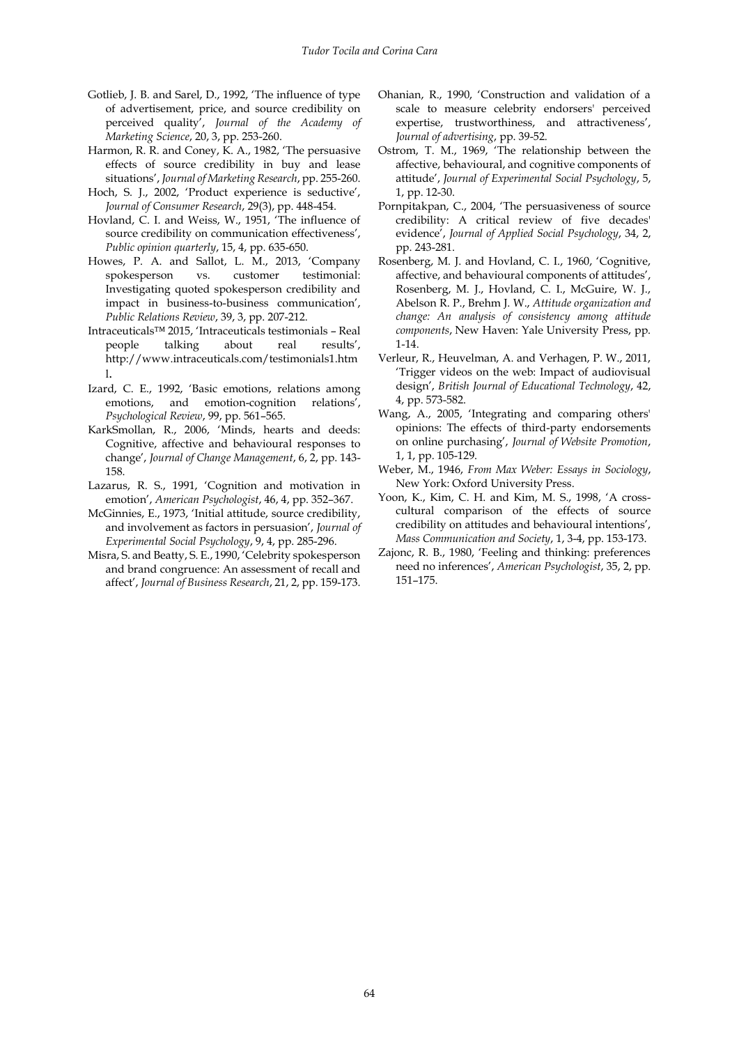Gotlieb, J. B. and Sarel, D., 1992, 'The influence of type of advertisement, price, and source credibility on perceived quality', *Journal of the Academy of Marketing Science*, 20, 3, pp. 253-260.

Harmon, R. R. and Coney, K. A., 1982, 'The persuasive effects of source credibility in buy and lease situations', *Journal of Marketing Research*, pp. 255-260.

Hoch, S. J., 2002, 'Product experience is seductive', *Journal of Consumer Research*, 29(3), pp. 448-454.

Hovland, C. I. and Weiss, W., 1951, 'The influence of source credibility on communication effectiveness', *Public opinion quarterly*, 15, 4, pp. 635-650.

Howes, P. A. and Sallot, L. M., 2013, 'Company spokesperson vs. customer testimonial: Investigating quoted spokesperson credibility and impact in business-to-business communication', *Public Relations Review*, 39, 3, pp. 207-212.

Intraceuticals™ 2015, 'Intraceuticals testimonials – Real people talking about real results', http://www.intraceuticals.com/testimonials1.html.

Izard, C. E., 1992, 'Basic emotions, relations among emotions, and emotion-cognition relations', *Psychological Review*, 99, pp. 561–565.

KarkSmollan, R., 2006, 'Minds, hearts and deeds: Cognitive, affective and behavioural responses to change', *Journal of Change Management*, 6, 2, pp. 143-158.

Lazarus, R. S., 1991, 'Cognition and motivation in emotion', *American Psychologist*, 46, 4, pp. 352–367.

McGinnies, E., 1973, 'Initial attitude, source credibility, and involvement as factors in persuasion', *Journal of Experimental Social Psychology*, 9, 4, pp. 285-296.

Misra, S. and Beatty, S. E., 1990, 'Celebrity spokesperson and brand congruence: An assessment of recall and affect', *Journal of Business Research*, 21, 2, pp. 159-173.

Ohanian, R., 1990, 'Construction and validation of a scale to measure celebrity endorsers' perceived expertise, trustworthiness, and attractiveness', *Journal of advertising*, pp. 39-52.

Ostrom, T. M., 1969, 'The relationship between the affective, behavioural, and cognitive components of attitude', *Journal of Experimental Social Psychology*, 5, 1, pp. 12-30.

Pornpitakpan, C., 2004, 'The persuasiveness of source credibility: A critical review of five decades' evidence', *Journal of Applied Social Psychology*, 34, 2, pp. 243-281.

Rosenberg, M. J. and Hovland, C. I., 1960, 'Cognitive, affective, and behavioural components of attitudes', Rosenberg, M. J., Hovland, C. I., McGuire, W. J., Abelson R. P., Brehm J. W., *Attitude organization and change: An analysis of consistency among attitude components*, New Haven: Yale University Press, pp. 1-14.

Verleur, R., Heuvelman, A. and Verhagen, P. W., 2011, 'Trigger videos on the web: Impact of audiovisual design', *British Journal of Educational Technology*, 42, 4, pp. 573-582.

Wang, A., 2005, 'Integrating and comparing others' opinions: The effects of third-party endorsements on online purchasing', *Journal of Website Promotion*, 1, 1, pp. 105-129.

Weber, M., 1946, *From Max Weber: Essays in Sociology*, New York: Oxford University Press.

Yoon, K., Kim, C. H. and Kim, M. S., 1998, 'A cross-cultural comparison of the effects of source credibility on attitudes and behavioural intentions', *Mass Communication and Society*, 1, 3-4, pp. 153-173.

Zajonc, R. B., 1980, 'Feeling and thinking: preferences need no inferences', *American Psychologist*, 35, 2, pp. 151–175.